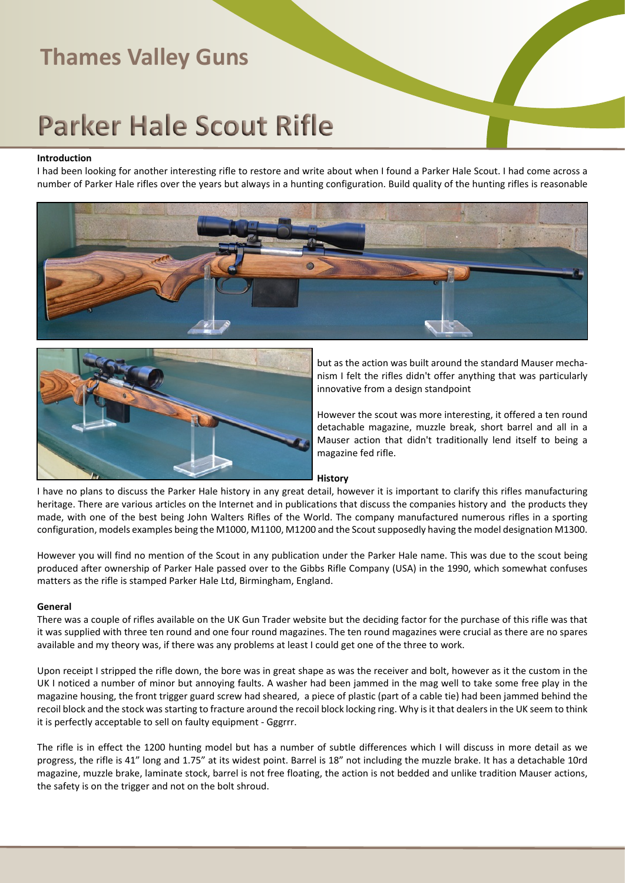# Thames Valley Guns

# Parker Hale Scout Rifle

**Introduction**

I had been looking for another interesting rifle to restore and write about when I found a Parker Hale Scout. I had come across a number of Parker Hale rifles over the years but always in a hunting configuration. Build quality of the hunting rifles is reasonable but as the action was built around the standard Mauser mechanism I felt the rifles didn't offer anything that was particularly innovative from a design standpoint

However the scout was more interesting, it offered a ten round detachable magazine, muzzle break, short barrel and all in a Mauser action that didn't traditionally lend itself to being a magazine fed rifle.

**History**

I have no plans to discuss the Parker Hale history in any great detail, however it is important to clarify this rifles manufacturing heritage. There are various articles on the Internet and in publications that discuss the companies history and the products they made, with one of the best being John Walters Rifles of the World. The company manufactured numerous rifles in a sporting configuration, models examples being the M1000, M1100, M1200 and the Scout supposedly having the model designation M1300.

However you will find no mention of the Scout in any publication under the Parker Hale name. This was due to the scout being produced after ownership of Parker Hale passed over to the Gibbs Rifle Company (USA) in the 1990, which somewhat confuses matters as the rifle is stamped Parker Hale Ltd, Birmingham, England.

**General**

There was a couple of rifles available on the UK Gun Trader website but the deciding factor for the purchase of this rifle was that it was supplied with three ten round and one four round magazines. The ten round magazines were crucial as there are no spares available and my theory was, if there was any problems at least I could get one of the three to work.

Upon receipt I stripped the rifle down, the bore was in great shape as was the receiver and bolt, however as it the custom in the UK I noticed a number of minor but annoying faults. A washer had been jammed in the mag well to take some free play in the magazine housing, the front trigger guard screw had sheared, a piece of plastic (part of a cable tie) had been jammed behind the recoil block and the stock was starting to fracture around the recoil block locking ring. Why is it that dealers in the UK seem to think it is perfectly acceptable to sell on faulty equipment - Gggrrr.

The rifle is in effect the 1200 hunting model but has a number of subtle differences which I will discuss in more detail as we progress, the rifle is 41” long and 1.75” at its widest point. Barrel is 18” not including the muzzle brake. It has a detachable 10rd magazine, muzzle brake, laminate stock, barrel is not free floating, the action is not bedded and unlike tradition Mauser actions, the safety is on the trigger and not on the bolt shroud.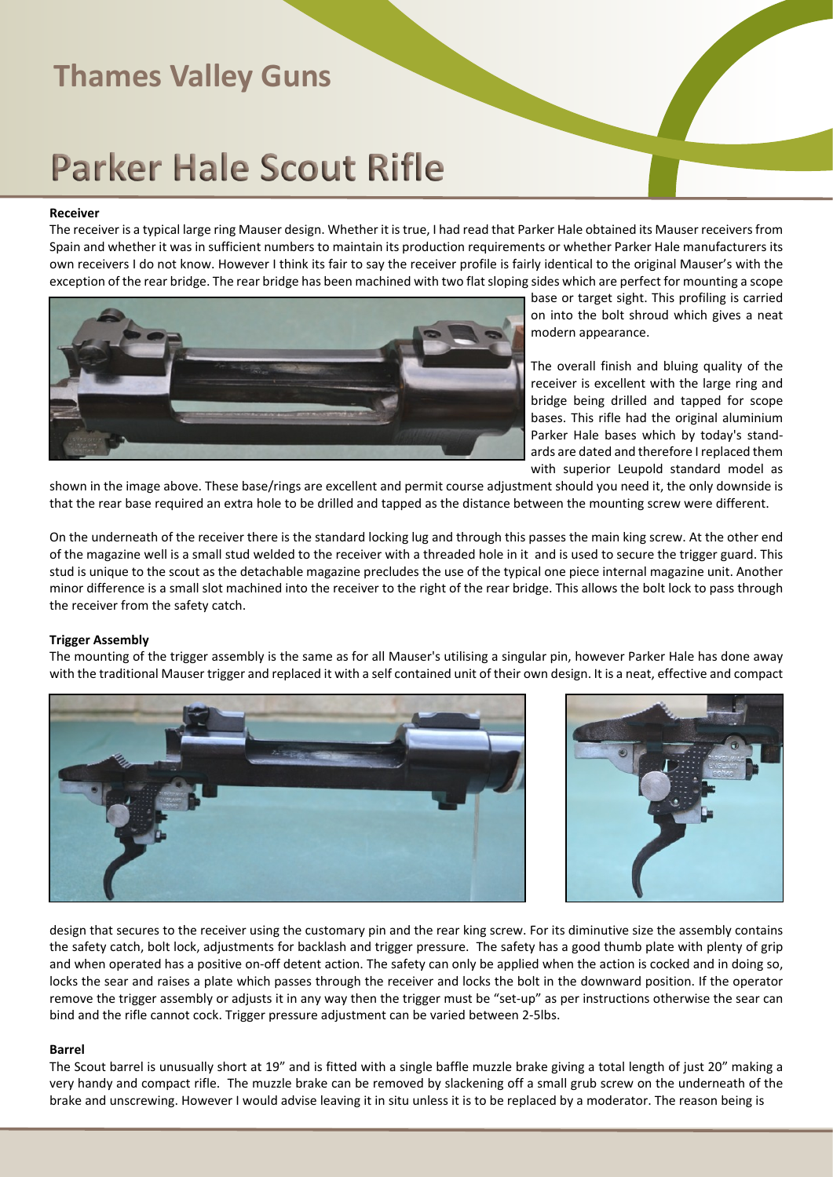# Parker Hale Scout Rifle

### Receiver

The receiver is a typical large ring Mauser design. Whether it is true, I had read that Parker Hale obtained its Mauser receivers from Spain and whether it was in sufficient numbers to maintain its production requirements or whether Parker Hale manufacturers its own receivers I do not know. However I think its fair to say the receiver profile is fairly identical to the original Mauser's with the exception of the rear bridge. The rear bridge has been machined with two flat sloping sides which are perfect for mounting a scope base or target sight. This profiling is carried on into the bolt shroud which gives a neat modern appearance.

The overall finish and bluing quality of the receiver is excellent with the large ring and bridge being drilled and tapped for scope bases. This rifle had the original aluminium Parker Hale bases which by today's standards are dated and therefore I replaced them with superior Leupold standard model as shown in the image above. These base/rings are excellent and permit course adjustment should you need it, the only downside is that the rear base required an extra hole to be drilled and tapped as the distance between the mounting screw were different.

On the underneath of the receiver there is the standard locking lug and through this passes the main king screw. At the other end of the magazine well is a small stud welded to the receiver with a threaded hole in it and is used to secure the trigger guard. This stud is unique to the scout as the detachable magazine precludes the use of the typical one piece internal magazine unit. Another minor difference is a small slot machined into the receiver to the right of the rear bridge. This allows the bolt lock to pass through the receiver from the safety catch.

### Trigger Assembly

The mounting of the trigger assembly is the same as for all Mauser's utilising a singular pin, however Parker Hale has done away with the traditional Mauser trigger and replaced it with a self contained unit of their own design. It is a neat, effective and compact design that secures to the receiver using the customary pin and the rear king screw. For its diminutive size the assembly contains the safety catch, bolt lock, adjustments for backlash and trigger pressure. The safety has a good thumb plate with plenty of grip and when operated has a positive on-off detent action. The safety can only be applied when the action is cocked and in doing so, locks the sear and raises a plate which passes through the receiver and locks the bolt in the downward position. If the operator remove the trigger assembly or adjusts it in any way then the trigger must be "set-up" as per instructions otherwise the sear can bind and the rifle cannot cock. Trigger pressure adjustment can be varied between 2-5lbs.

### Barrel

The Scout barrel is unusually short at 19" and is fitted with a single baffle muzzle brake giving a total length of just 20" making a very handy and compact rifle. The muzzle brake can be removed by slackening off a small grub screw on the underneath of the brake and unscrewing. However I would advise leaving it in situ unless it is to be replaced by a moderator. The reason being is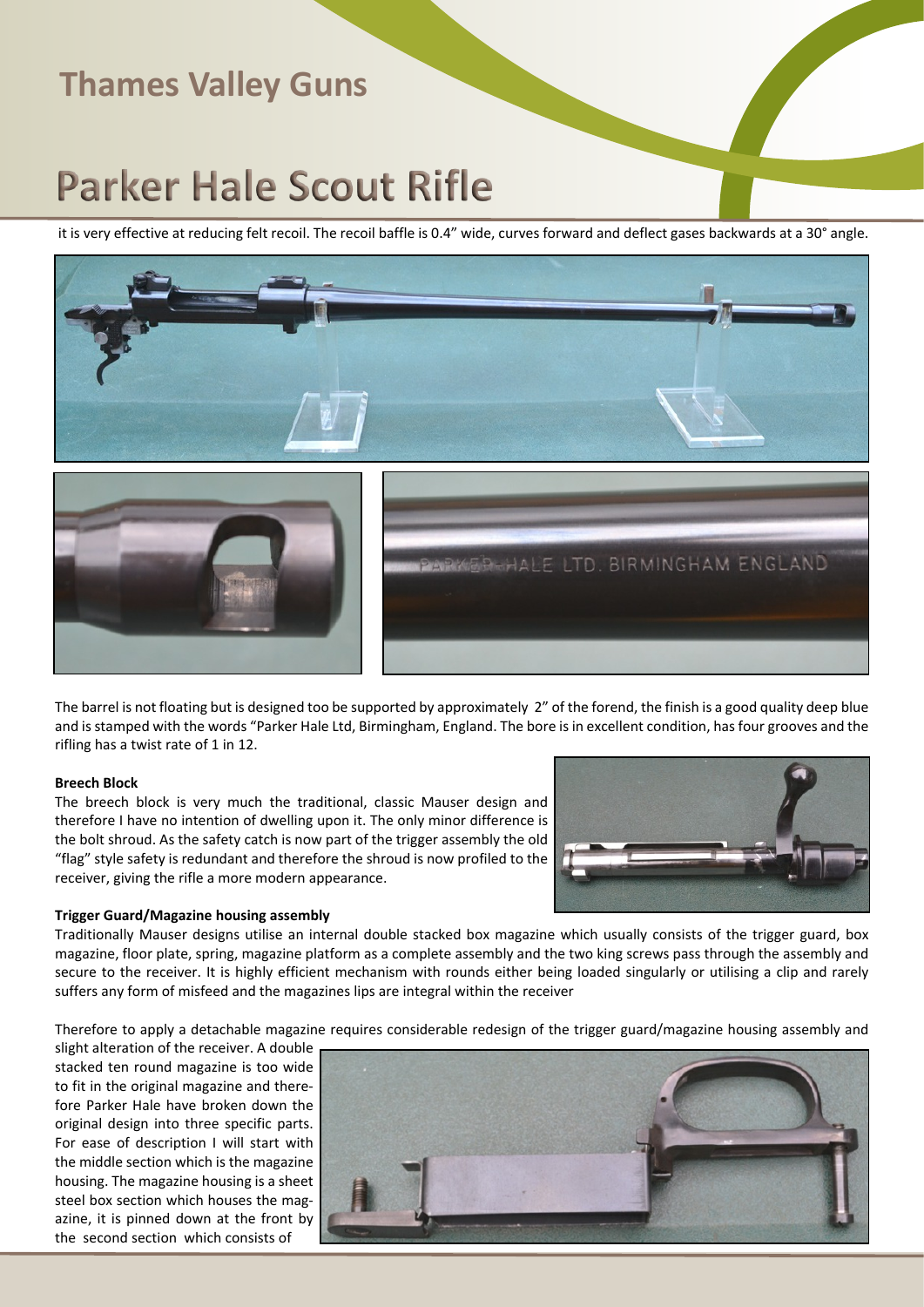it is very effective at reducing felt recoil. The recoil baffle is 0.4" wide, curves forward and deflect gases backwards at a 30° angle.

The barrel is not floating but is designed too be supported by approximately 2" of the forend, the finish is a good quality deep blue and is stamped with the words "Parker Hale Ltd, Birmingham, England. The bore is in excellent condition, has four grooves and the rifling has a twist rate of 1 in 12.

**Breech Block**

The breech block is very much the traditional, classic Mauser design and therefore I have no intention of dwelling upon it. The only minor difference is the bolt shroud. As the safety catch is now part of the trigger assembly the old "flag" style safety is redundant and therefore the shroud is now profiled to the receiver, giving the rifle a more modern appearance.

**Trigger Guard/Magazine housing assembly**

Traditionally Mauser designs utilise an internal double stacked box magazine which usually consists of the trigger guard, box magazine, floor plate, spring, magazine platform as a complete assembly and the two king screws pass through the assembly and secure to the receiver. It is highly efficient mechanism with rounds either being loaded singularly or utilising a clip and rarely suffers any form of misfeed and the magazines lips are integral within the receiver

Therefore to apply a detachable magazine requires considerable redesign of the trigger guard/magazine housing assembly and slight alteration of the receiver. A double stacked ten round magazine is too wide to fit in the original magazine and therefore Parker Hale have broken down the original design into three specific parts. For ease of description I will start with the middle section which is the magazine housing. The magazine housing is a sheet steel box section which houses the magazine, it is pinned down at the front by the second section which consists of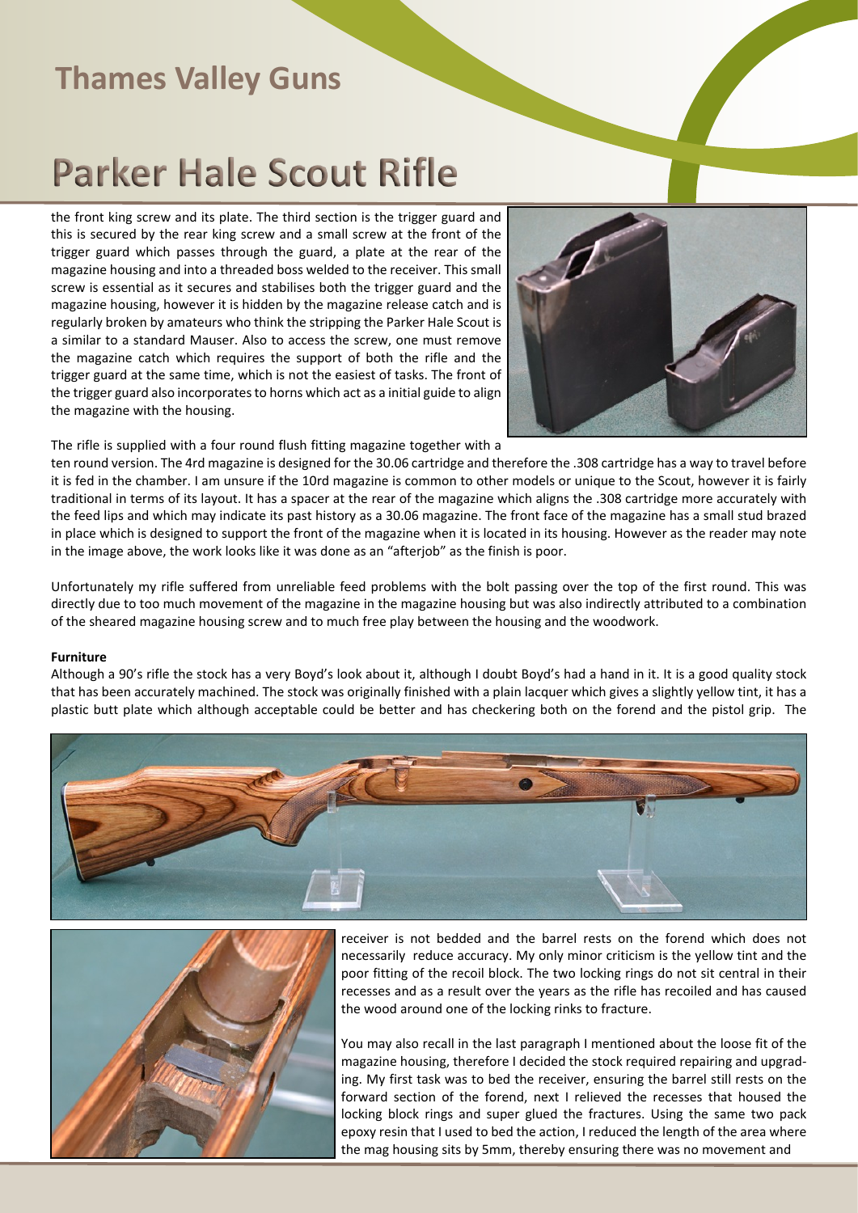# Parker Hale Scout Rifle

the front king screw and its plate. The third section is the trigger guard and this is secured by the rear king screw and a small screw at the front of the trigger guard which passes through the guard, a plate at the rear of the magazine housing and into a threaded boss welded to the receiver. This small screw is essential as it secures and stabilises both the trigger guard and the magazine housing, however it is hidden by the magazine release catch and is regularly broken by amateurs who think the stripping the Parker Hale Scout is a similar to a standard Mauser. Also to access the screw, one must remove the magazine catch which requires the support of both the rifle and the trigger guard at the same time, which is not the easiest of tasks. The front of the trigger guard also incorporates to horns which act as a initial guide to align the magazine with the housing.

The rifle is supplied with a four round flush fitting magazine together with a ten round version. The 4rd magazine is designed for the 30.06 cartridge and therefore the .308 cartridge has a way to travel before it is fed in the chamber. I am unsure if the 10rd magazine is common to other models or unique to the Scout, however it is fairly traditional in terms of its layout. It has a spacer at the rear of the magazine which aligns the .308 cartridge more accurately with the feed lips and which may indicate its past history as a 30.06 magazine. The front face of the magazine has a small stud brazed in place which is designed to support the front of the magazine when it is located in its housing. However as the reader may note in the image above, the work looks like it was done as an "afterjob" as the finish is poor.

Unfortunately my rifle suffered from unreliable feed problems with the bolt passing over the top of the first round. This was directly due to too much movement of the magazine in the magazine housing but was also indirectly attributed to a combination of the sheared magazine housing screw and to much free play between the housing and the woodwork.

**Furniture**

Although a 90's rifle the stock has a very Boyd's look about it, although I doubt Boyd's had a hand in it. It is a good quality stock that has been accurately machined. The stock was originally finished with a plain lacquer which gives a slightly yellow tint, it has a plastic butt plate which although acceptable could be better and has checkering both on the forend and the pistol grip. The receiver is not bedded and the barrel rests on the forend which does not necessarily reduce accuracy. My only minor criticism is the yellow tint and the poor fitting of the recoil block. The two locking rings do not sit central in their recesses and as a result over the years as the rifle has recoiled and has caused the wood around one of the locking rinks to fracture.

You may also recall in the last paragraph I mentioned about the loose fit of the magazine housing, therefore I decided the stock required repairing and upgrading. My first task was to bed the receiver, ensuring the barrel still rests on the forward section of the forend, next I relieved the recesses that housed the locking block rings and super glued the fractures. Using the same two pack epoxy resin that I used to bed the action, I reduced the length of the area where the mag housing sits by 5mm, thereby ensuring there was no movement and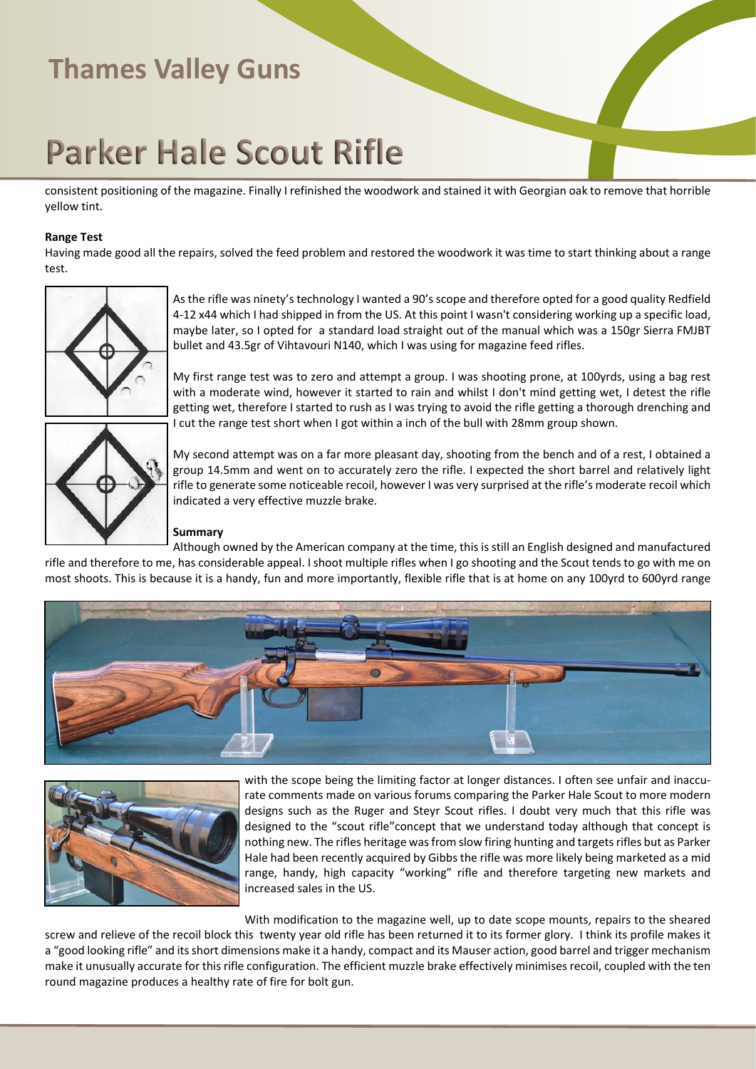consistent positioning of the magazine. Finally I refinished the woodwork and stained it with Georgian oak to remove that horrible yellow tint.

**Range Test**

Having made good all the repairs, solved the feed problem and restored the woodwork it was time to start thinking about a range test.

As the rifle was ninety's technology I wanted a 90's scope and therefore opted for a good quality Redfield 4-12 x44 which I had shipped in from the US. At this point I wasn't considering working up a specific load, maybe later, so I opted for a standard load straight out of the manual which was a 150gr Sierra FMJBT bullet and 43.5gr of Vihtavouri N140, which I was using for magazine feed rifles.

My first range test was to zero and attempt a group. I was shooting prone, at 100yrds, using a bag rest with a moderate wind, however it started to rain and whilst I don't mind getting wet, I detest the rifle getting wet, therefore I started to rush as I was trying to avoid the rifle getting a thorough drenching and I cut the range test short when I got within a inch of the bull with 28mm group shown.

My second attempt was on a far more pleasant day, shooting from the bench and of a rest, I obtained a group 14.5mm and went on to accurately zero the rifle. I expected the short barrel and relatively light rifle to generate some noticeable recoil, however I was very surprised at the rifle's moderate recoil which indicated a very effective muzzle brake.

**Summary**

Although owned by the American company at the time, this is still an English designed and manufactured rifle and therefore to me, has considerable appeal. I shoot multiple rifles when I go shooting and the Scout tends to go with me on most shoots. This is because it is a handy, fun and more importantly, flexible rifle that is at home on any 100yrd to 600yrd range with the scope being the limiting factor at longer distances. I often see unfair and inaccurate comments made on various forums comparing the Parker Hale Scout to more modern designs such as the Ruger and Steyr Scout rifles. I doubt very much that this rifle was designed to the "scout rifle"concept that we understand today although that concept is nothing new. The rifles heritage was from slow firing hunting and targets rifles but as Parker Hale had been recently acquired by Gibbs the rifle was more likely being marketed as a mid range, handy, high capacity "working" rifle and therefore targeting new markets and increased sales in the US.

With modification to the magazine well, up to date scope mounts, repairs to the sheared screw and relieve of the recoil block this twenty year old rifle has been returned it to its former glory. I think its profile makes it a "good looking rifle" and its short dimensions make it a handy, compact and its Mauser action, good barrel and trigger mechanism make it unusually accurate for this rifle configuration. The efficient muzzle brake effectively minimises recoil, coupled with the ten round magazine produces a healthy rate of fire for bolt gun.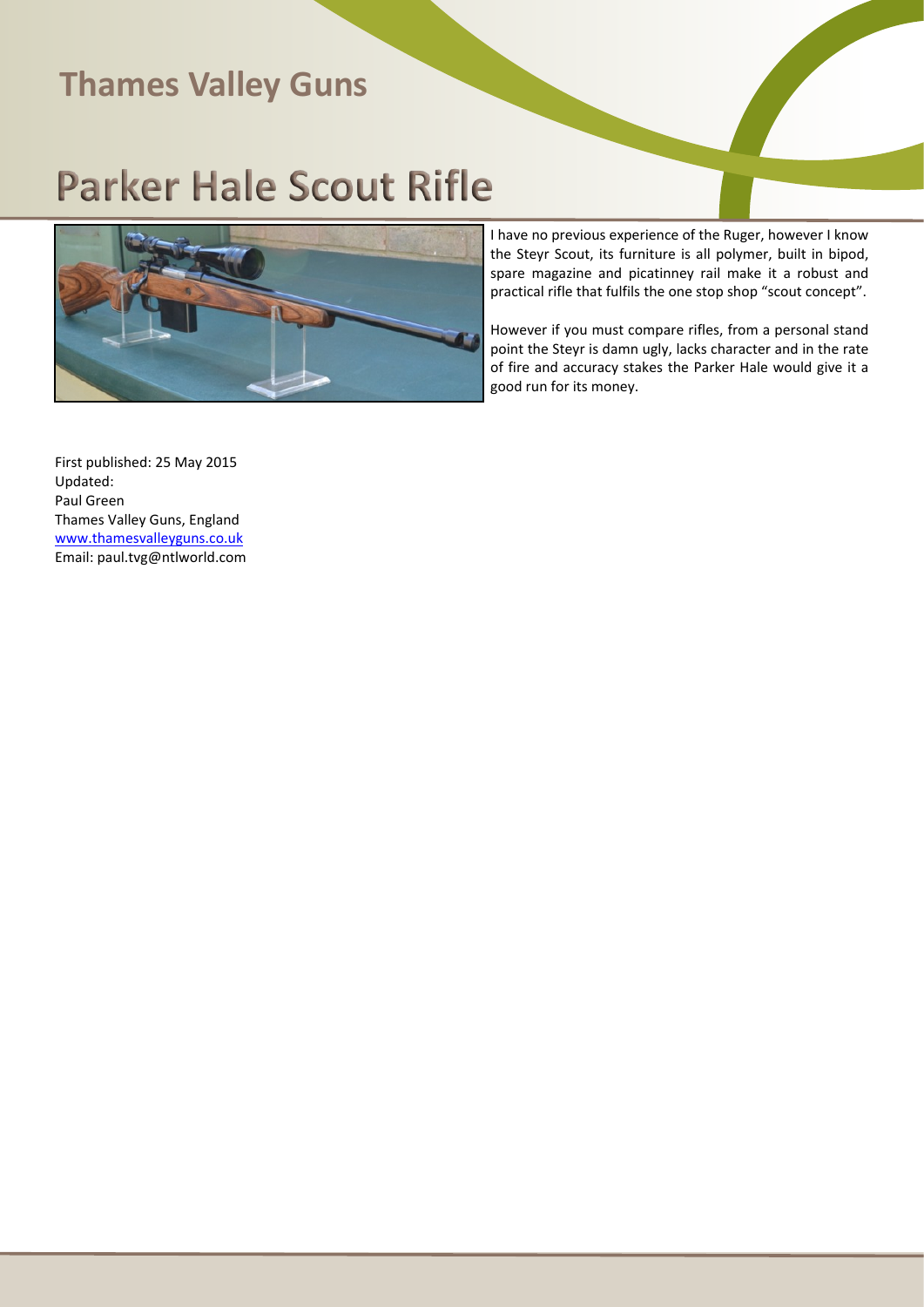I have no previous experience of the Ruger, however I know the Steyr Scout, its furniture is all polymer, built in bipod, spare magazine and picatinney rail make it a robust and practical rifle that fulfils the one stop shop "scout concept".

However if you must compare rifles, from a personal stand point the Steyr is damn ugly, lacks character and in the rate of fire and accuracy stakes the Parker Hale would give it a good run for its money.

First published: 25 May 2015
Updated:
Paul Green
Thames Valley Guns, England
www.thamesvalleyguns.co.uk
Email: paul.tvg@ntlworld.com